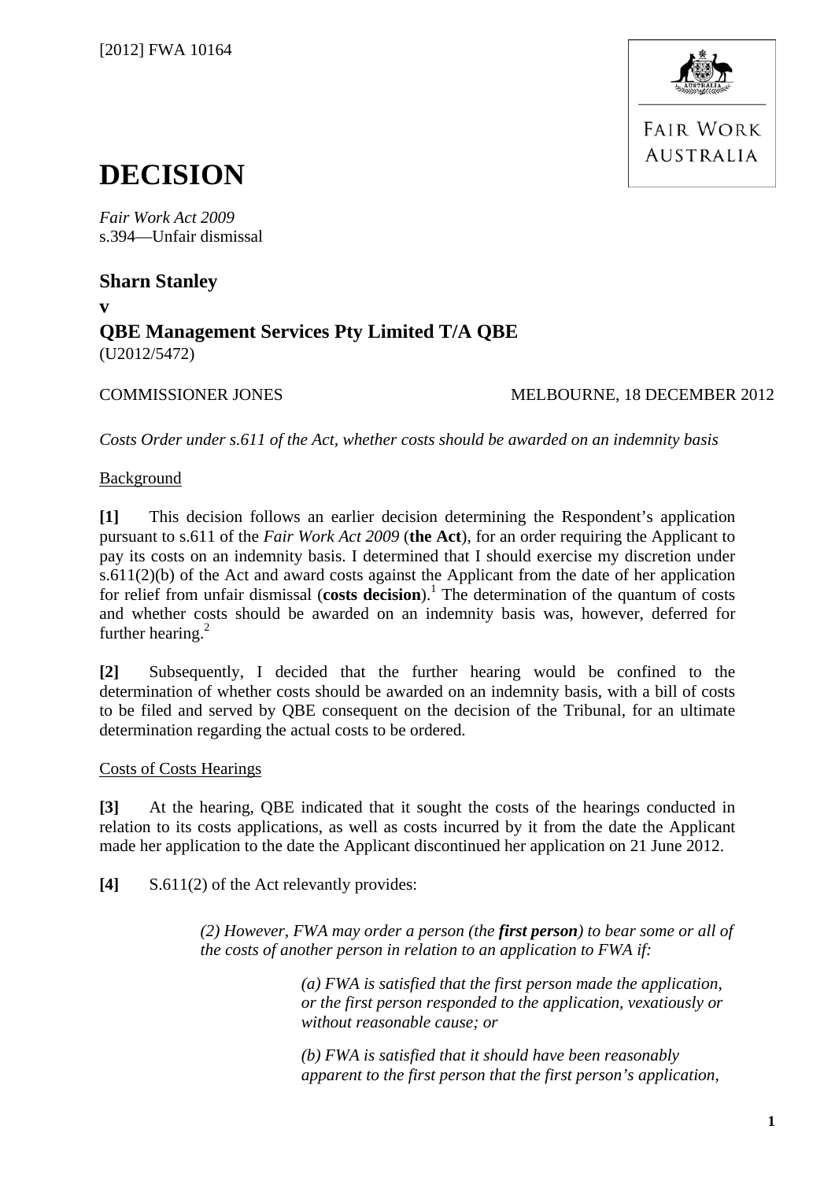[2012] FWA 10164

FAIR WORK AUSTRALIA

# DECISION

*Fair Work Act 2009*
s.394—Unfair dismissal

**Sharn Stanley**
**v**
**QBE Management Services Pty Limited T/A QBE**
(U2012/5472)

COMMISSIONER JONES MELBOURNE, 18 DECEMBER 2012

*Costs Order under s.611 of the Act, whether costs should be awarded on an indemnity basis*

Background

**[1]** This decision follows an earlier decision determining the Respondent's application pursuant to s.611 of the *Fair Work Act 2009* (**the Act**), for an order requiring the Applicant to pay its costs on an indemnity basis. I determined that I should exercise my discretion under s.611(2)(b) of the Act and award costs against the Applicant from the date of her application for relief from unfair dismissal (**costs decision**).[1] The determination of the quantum of costs and whether costs should be awarded on an indemnity basis was, however, deferred for further hearing.[2]

**[2]** Subsequently, I decided that the further hearing would be confined to the determination of whether costs should be awarded on an indemnity basis, with a bill of costs to be filed and served by QBE consequent on the decision of the Tribunal, for an ultimate determination regarding the actual costs to be ordered.

Costs of Costs Hearings

**[3]** At the hearing, QBE indicated that it sought the costs of the hearings conducted in relation to its costs applications, as well as costs incurred by it from the date the Applicant made her application to the date the Applicant discontinued her application on 21 June 2012.

**[4]** S.611(2) of the Act relevantly provides:

> *(2) However, FWA may order a person (the **first person**) to bear some or all of the costs of another person in relation to an application to FWA if:*
>
> > *(a) FWA is satisfied that the first person made the application, or the first person responded to the application, vexatiously or without reasonable cause; or*
> >
> > *(b) FWA is satisfied that it should have been reasonably apparent to the first person that the first person's application,*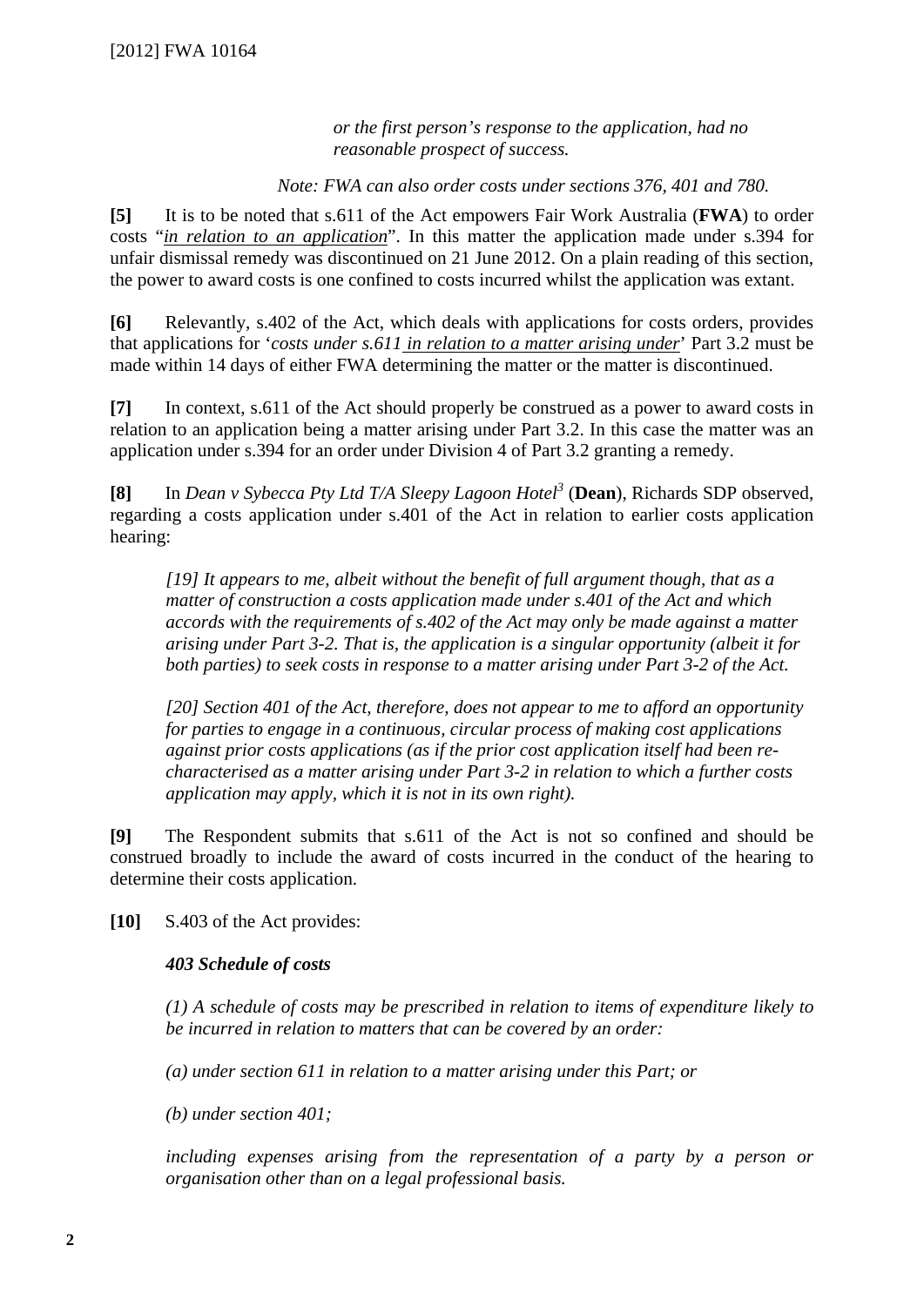*or the first person's response to the application, had no reasonable prospect of success.*

*Note: FWA can also order costs under sections 376, 401 and 780.*

**[5]** It is to be noted that s.611 of the Act empowers Fair Work Australia (**FWA**) to order costs "*in relation to an application*". In this matter the application made under s.394 for unfair dismissal remedy was discontinued on 21 June 2012. On a plain reading of this section, the power to award costs is one confined to costs incurred whilst the application was extant.

**[6]** Relevantly, s.402 of the Act, which deals with applications for costs orders, provides that applications for '*costs under s.611 in relation to a matter arising under*' Part 3.2 must be made within 14 days of either FWA determining the matter or the matter is discontinued.

**[7]** In context, s.611 of the Act should properly be construed as a power to award costs in relation to an application being a matter arising under Part 3.2. In this case the matter was an application under s.394 for an order under Division 4 of Part 3.2 granting a remedy.

**[8]** In *Dean v Sybecca Pty Ltd T/A Sleepy Lagoon Hotel*[3] (**Dean**), Richards SDP observed, regarding a costs application under s.401 of the Act in relation to earlier costs application hearing:

> *[19] It appears to me, albeit without the benefit of full argument though, that as a matter of construction a costs application made under s.401 of the Act and which accords with the requirements of s.402 of the Act may only be made against a matter arising under Part 3-2. That is, the application is a singular opportunity (albeit it for both parties) to seek costs in response to a matter arising under Part 3-2 of the Act.*
>
> *[20] Section 401 of the Act, therefore, does not appear to me to afford an opportunity for parties to engage in a continuous, circular process of making cost applications against prior costs applications (as if the prior cost application itself had been re-characterised as a matter arising under Part 3-2 in relation to which a further costs application may apply, which it is not in its own right).*

**[9]** The Respondent submits that s.611 of the Act is not so confined and should be construed broadly to include the award of costs incurred in the conduct of the hearing to determine their costs application.

**[10]** S.403 of the Act provides:

> ***403 Schedule of costs***
>
> *(1) A schedule of costs may be prescribed in relation to items of expenditure likely to be incurred in relation to matters that can be covered by an order:*
>
> *(a) under section 611 in relation to a matter arising under this Part; or*
>
> *(b) under section 401;*
>
> *including expenses arising from the representation of a party by a person or organisation other than on a legal professional basis.*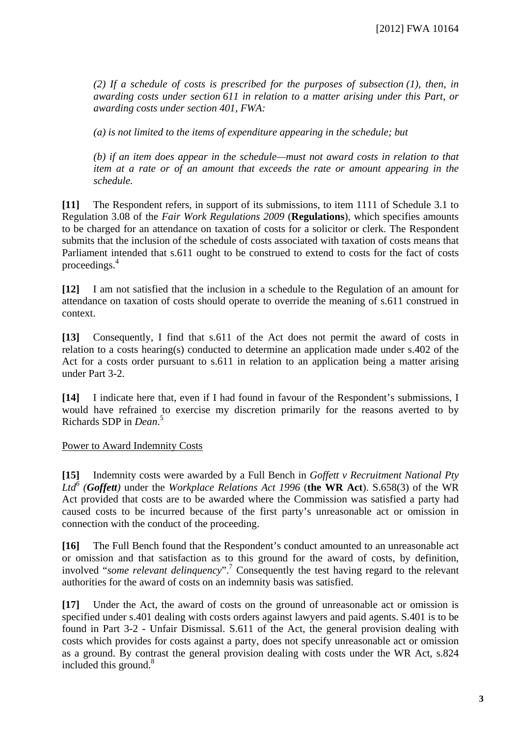*(2) If a schedule of costs is prescribed for the purposes of subsection (1), then, in awarding costs under section 611 in relation to a matter arising under this Part, or awarding costs under section 401, FWA:*

*(a) is not limited to the items of expenditure appearing in the schedule; but*

*(b) if an item does appear in the schedule—must not award costs in relation to that item at a rate or of an amount that exceeds the rate or amount appearing in the schedule.*

**[11]** The Respondent refers, in support of its submissions, to item 1111 of Schedule 3.1 to Regulation 3.08 of the *Fair Work Regulations 2009* (**Regulations**), which specifies amounts to be charged for an attendance on taxation of costs for a solicitor or clerk. The Respondent submits that the inclusion of the schedule of costs associated with taxation of costs means that Parliament intended that s.611 ought to be construed to extend to costs for the fact of costs proceedings.[4]

**[12]** I am not satisfied that the inclusion in a schedule to the Regulation of an amount for attendance on taxation of costs should operate to override the meaning of s.611 construed in context.

**[13]** Consequently, I find that s.611 of the Act does not permit the award of costs in relation to a costs hearing(s) conducted to determine an application made under s.402 of the Act for a costs order pursuant to s.611 in relation to an application being a matter arising under Part 3-2.

**[14]** I indicate here that, even if I had found in favour of the Respondent's submissions, I would have refrained to exercise my discretion primarily for the reasons averted to by Richards SDP in *Dean*.[5]

Power to Award Indemnity Costs

**[15]** Indemnity costs were awarded by a Full Bench in *Goffett v Recruitment National Pty Ltd*[6] *(**Goffett**)* under the *Workplace Relations Act 1996* (**the WR Act**). S.658(3) of the WR Act provided that costs are to be awarded where the Commission was satisfied a party had caused costs to be incurred because of the first party's unreasonable act or omission in connection with the conduct of the proceeding.

**[16]** The Full Bench found that the Respondent's conduct amounted to an unreasonable act or omission and that satisfaction as to this ground for the award of costs, by definition, involved "*some relevant delinquency*".[7] Consequently the test having regard to the relevant authorities for the award of costs on an indemnity basis was satisfied.

**[17]** Under the Act, the award of costs on the ground of unreasonable act or omission is specified under s.401 dealing with costs orders against lawyers and paid agents. S.401 is to be found in Part 3-2 - Unfair Dismissal. S.611 of the Act, the general provision dealing with costs which provides for costs against a party, does not specify unreasonable act or omission as a ground. By contrast the general provision dealing with costs under the WR Act, s.824 included this ground.[8]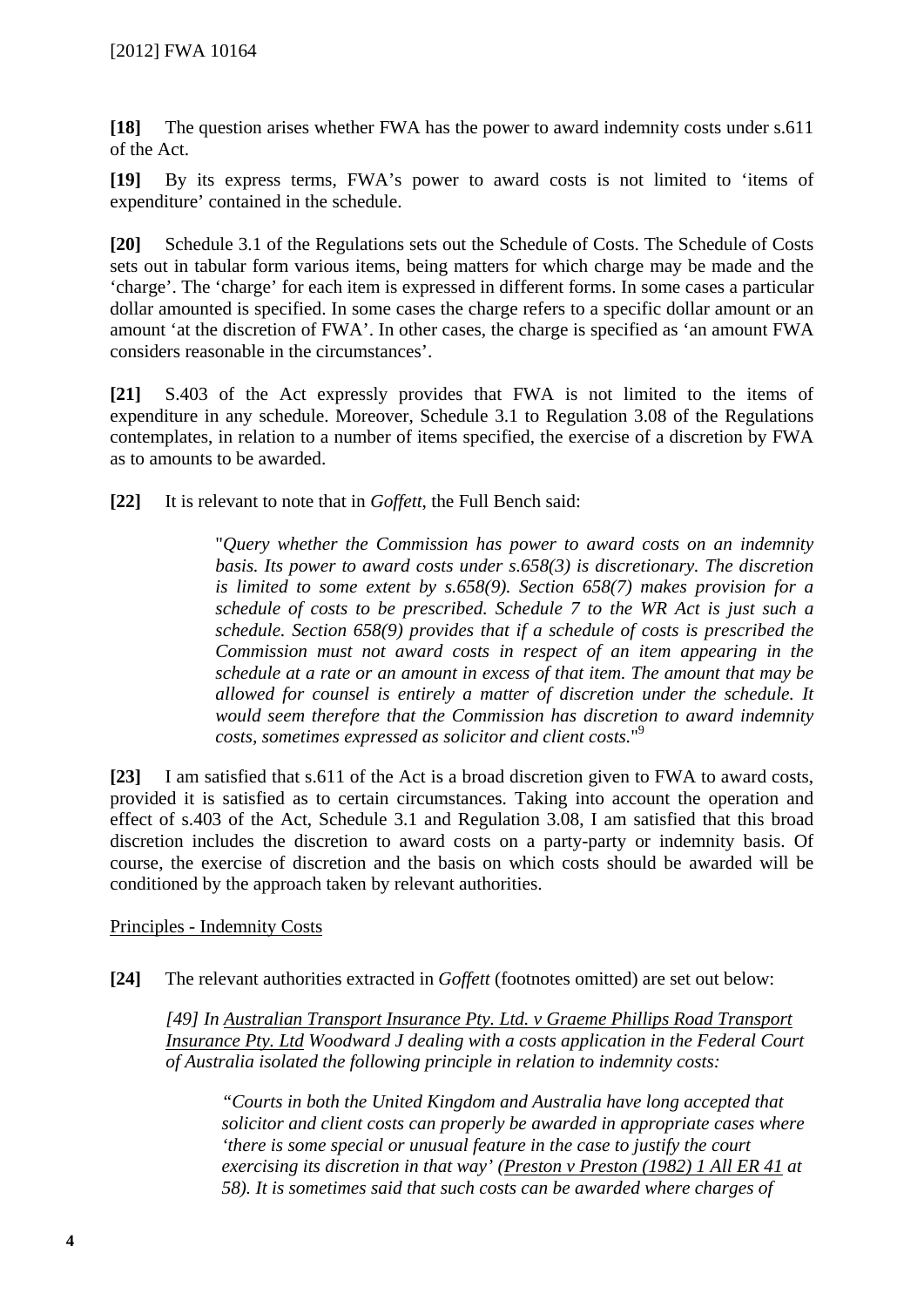**[18]** The question arises whether FWA has the power to award indemnity costs under s.611 of the Act.

**[19]** By its express terms, FWA's power to award costs is not limited to 'items of expenditure' contained in the schedule.

**[20]** Schedule 3.1 of the Regulations sets out the Schedule of Costs. The Schedule of Costs sets out in tabular form various items, being matters for which charge may be made and the 'charge'. The 'charge' for each item is expressed in different forms. In some cases a particular dollar amounted is specified. In some cases the charge refers to a specific dollar amount or an amount 'at the discretion of FWA'. In other cases, the charge is specified as 'an amount FWA considers reasonable in the circumstances'.

**[21]** S.403 of the Act expressly provides that FWA is not limited to the items of expenditure in any schedule. Moreover, Schedule 3.1 to Regulation 3.08 of the Regulations contemplates, in relation to a number of items specified, the exercise of a discretion by FWA as to amounts to be awarded.

**[22]** It is relevant to note that in *Goffett*, the Full Bench said:

> "*Query whether the Commission has power to award costs on an indemnity basis. Its power to award costs under s.658(3) is discretionary. The discretion is limited to some extent by s.658(9). Section 658(7) makes provision for a schedule of costs to be prescribed. Schedule 7 to the WR Act is just such a schedule. Section 658(9) provides that if a schedule of costs is prescribed the Commission must not award costs in respect of an item appearing in the schedule at a rate or an amount in excess of that item. The amount that may be allowed for counsel is entirely a matter of discretion under the schedule. It would seem therefore that the Commission has discretion to award indemnity costs, sometimes expressed as solicitor and client costs.*"[9]

**[23]** I am satisfied that s.611 of the Act is a broad discretion given to FWA to award costs, provided it is satisfied as to certain circumstances. Taking into account the operation and effect of s.403 of the Act, Schedule 3.1 and Regulation 3.08, I am satisfied that this broad discretion includes the discretion to award costs on a party-party or indemnity basis. Of course, the exercise of discretion and the basis on which costs should be awarded will be conditioned by the approach taken by relevant authorities.

Principles - Indemnity Costs

**[24]** The relevant authorities extracted in *Goffett* (footnotes omitted) are set out below:

> *[49] In Australian Transport Insurance Pty. Ltd. v Graeme Phillips Road Transport Insurance Pty. Ltd Woodward J dealing with a costs application in the Federal Court of Australia isolated the following principle in relation to indemnity costs:*
>
> > *"Courts in both the United Kingdom and Australia have long accepted that solicitor and client costs can properly be awarded in appropriate cases where 'there is some special or unusual feature in the case to justify the court exercising its discretion in that way' (Preston v Preston (1982) 1 All ER 41 at 58). It is sometimes said that such costs can be awarded where charges of*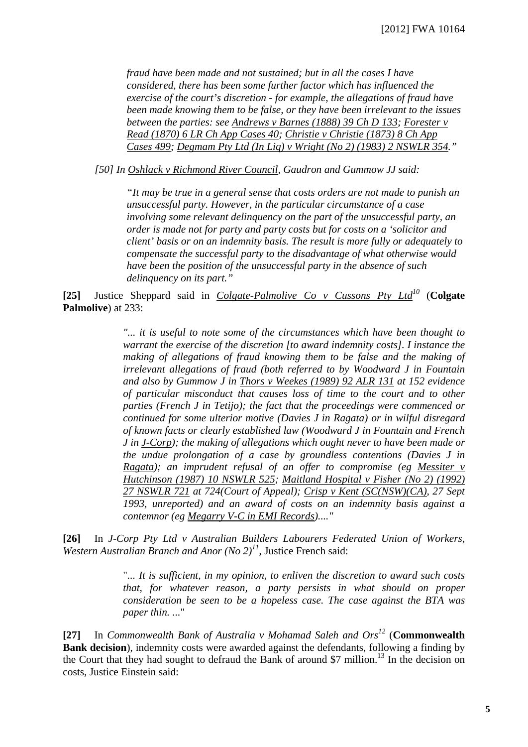> *fraud have been made and not sustained; but in all the cases I have considered, there has been some further factor which has influenced the exercise of the court's discretion - for example, the allegations of fraud have been made knowing them to be false, or they have been irrelevant to the issues between the parties: see Andrews v Barnes (1888) 39 Ch D 133; Forester v Read (1870) 6 LR Ch App Cases 40; Christie v Christie (1873) 8 Ch App Cases 499; Degmam Pty Ltd (In Liq) v Wright (No 2) (1983) 2 NSWLR 354."*

> *[50] In Oshlack v Richmond River Council, Gaudron and Gummow JJ said:*

> *"It may be true in a general sense that costs orders are not made to punish an unsuccessful party. However, in the particular circumstance of a case involving some relevant delinquency on the part of the unsuccessful party, an order is made not for party and party costs but for costs on a 'solicitor and client' basis or on an indemnity basis. The result is more fully or adequately to compensate the successful party to the disadvantage of what otherwise would have been the position of the unsuccessful party in the absence of such delinquency on its part."*

**[25]** Justice Sheppard said in *Colgate-Palmolive Co v Cussons Pty Ltd*[10] (**Colgate Palmolive**) at 233:

> *"... it is useful to note some of the circumstances which have been thought to warrant the exercise of the discretion [to award indemnity costs]. I instance the making of allegations of fraud knowing them to be false and the making of irrelevant allegations of fraud (both referred to by Woodward J in Fountain and also by Gummow J in Thors v Weekes (1989) 92 ALR 131 at 152 evidence of particular misconduct that causes loss of time to the court and to other parties (French J in Tetijo); the fact that the proceedings were commenced or continued for some ulterior motive (Davies J in Ragata) or in wilful disregard of known facts or clearly established law (Woodward J in Fountain and French J in J-Corp); the making of allegations which ought never to have been made or the undue prolongation of a case by groundless contentions (Davies J in Ragata); an imprudent refusal of an offer to compromise (eg Messiter v Hutchinson (1987) 10 NSWLR 525; Maitland Hospital v Fisher (No 2) (1992) 27 NSWLR 721 at 724(Court of Appeal); Crisp v Kent (SC(NSW)(CA), 27 Sept 1993, unreported) and an award of costs on an indemnity basis against a contemnor (eg Megarry V-C in EMI Records)...."*

**[26]** In *J-Corp Pty Ltd v Australian Builders Labourers Federated Union of Workers, Western Australian Branch and Anor (No 2)*[11], Justice French said:

> "*... It is sufficient, in my opinion, to enliven the discretion to award such costs that, for whatever reason, a party persists in what should on proper consideration be seen to be a hopeless case. The case against the BTA was paper thin. ...*"

**[27]** In *Commonwealth Bank of Australia v Mohamad Saleh and Ors*[12] (**Commonwealth Bank decision**), indemnity costs were awarded against the defendants, following a finding by the Court that they had sought to defraud the Bank of around $7 million.[13] In the decision on costs, Justice Einstein said: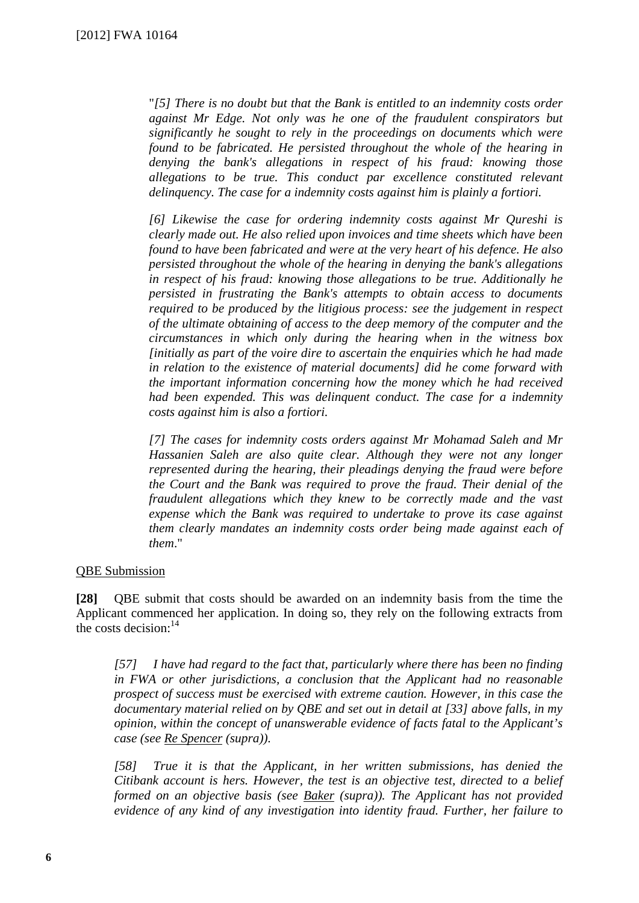"*[5] There is no doubt but that the Bank is entitled to an indemnity costs order against Mr Edge. Not only was he one of the fraudulent conspirators but significantly he sought to rely in the proceedings on documents which were found to be fabricated. He persisted throughout the whole of the hearing in denying the bank's allegations in respect of his fraud: knowing those allegations to be true. This conduct par excellence constituted relevant delinquency. The case for a indemnity costs against him is plainly a fortiori.*

*[6] Likewise the case for ordering indemnity costs against Mr Qureshi is clearly made out. He also relied upon invoices and time sheets which have been found to have been fabricated and were at the very heart of his defence. He also persisted throughout the whole of the hearing in denying the bank's allegations in respect of his fraud: knowing those allegations to be true. Additionally he persisted in frustrating the Bank's attempts to obtain access to documents required to be produced by the litigious process: see the judgement in respect of the ultimate obtaining of access to the deep memory of the computer and the circumstances in which only during the hearing when in the witness box [initially as part of the voire dire to ascertain the enquiries which he had made in relation to the existence of material documents] did he come forward with the important information concerning how the money which he had received had been expended. This was delinquent conduct. The case for a indemnity costs against him is also a fortiori.*

*[7] The cases for indemnity costs orders against Mr Mohamad Saleh and Mr Hassanien Saleh are also quite clear. Although they were not any longer represented during the hearing, their pleadings denying the fraud were before the Court and the Bank was required to prove the fraud. Their denial of the fraudulent allegations which they knew to be correctly made and the vast expense which the Bank was required to undertake to prove its case against them clearly mandates an indemnity costs order being made against each of them*."

QBE Submission

**[28]** QBE submit that costs should be awarded on an indemnity basis from the time the Applicant commenced her application. In doing so, they rely on the following extracts from the costs decision:[14]

*[57] I have had regard to the fact that, particularly where there has been no finding in FWA or other jurisdictions, a conclusion that the Applicant had no reasonable prospect of success must be exercised with extreme caution. However, in this case the documentary material relied on by QBE and set out in detail at [33] above falls, in my opinion, within the concept of unanswerable evidence of facts fatal to the Applicant's case (see Re Spencer (supra)).*

*[58] True it is that the Applicant, in her written submissions, has denied the Citibank account is hers. However, the test is an objective test, directed to a belief formed on an objective basis (see Baker (supra)). The Applicant has not provided evidence of any kind of any investigation into identity fraud. Further, her failure to*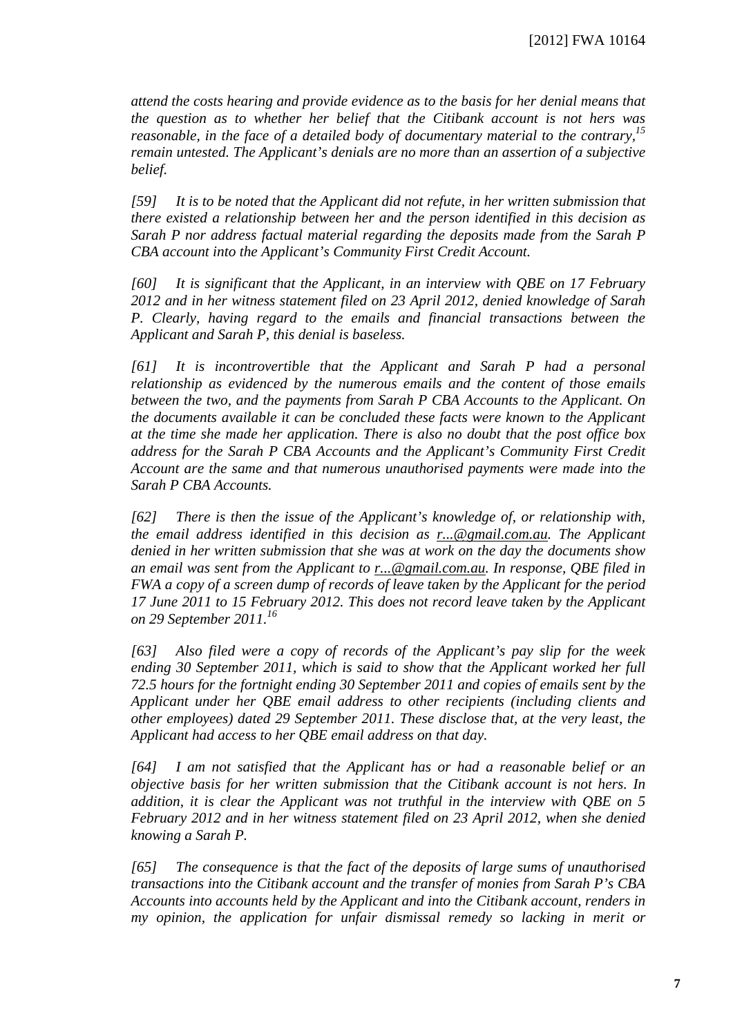*attend the costs hearing and provide evidence as to the basis for her denial means that the question as to whether her belief that the Citibank account is not hers was reasonable, in the face of a detailed body of documentary material to the contrary,[15] remain untested. The Applicant's denials are no more than an assertion of a subjective belief.*

*[59] It is to be noted that the Applicant did not refute, in her written submission that there existed a relationship between her and the person identified in this decision as Sarah P nor address factual material regarding the deposits made from the Sarah P CBA account into the Applicant's Community First Credit Account.*

*[60] It is significant that the Applicant, in an interview with QBE on 17 February 2012 and in her witness statement filed on 23 April 2012, denied knowledge of Sarah P. Clearly, having regard to the emails and financial transactions between the Applicant and Sarah P, this denial is baseless.*

*[61] It is incontrovertible that the Applicant and Sarah P had a personal relationship as evidenced by the numerous emails and the content of those emails between the two, and the payments from Sarah P CBA Accounts to the Applicant. On the documents available it can be concluded these facts were known to the Applicant at the time she made her application. There is also no doubt that the post office box address for the Sarah P CBA Accounts and the Applicant's Community First Credit Account are the same and that numerous unauthorised payments were made into the Sarah P CBA Accounts.*

*[62] There is then the issue of the Applicant's knowledge of, or relationship with, the email address identified in this decision as r...@gmail.com.au. The Applicant denied in her written submission that she was at work on the day the documents show an email was sent from the Applicant to r...@gmail.com.au. In response, QBE filed in FWA a copy of a screen dump of records of leave taken by the Applicant for the period 17 June 2011 to 15 February 2012. This does not record leave taken by the Applicant on 29 September 2011.[16]*

*[63] Also filed were a copy of records of the Applicant's pay slip for the week ending 30 September 2011, which is said to show that the Applicant worked her full 72.5 hours for the fortnight ending 30 September 2011 and copies of emails sent by the Applicant under her QBE email address to other recipients (including clients and other employees) dated 29 September 2011. These disclose that, at the very least, the Applicant had access to her QBE email address on that day.*

*[64] I am not satisfied that the Applicant has or had a reasonable belief or an objective basis for her written submission that the Citibank account is not hers. In addition, it is clear the Applicant was not truthful in the interview with QBE on 5 February 2012 and in her witness statement filed on 23 April 2012, when she denied knowing a Sarah P.*

*[65] The consequence is that the fact of the deposits of large sums of unauthorised transactions into the Citibank account and the transfer of monies from Sarah P's CBA Accounts into accounts held by the Applicant and into the Citibank account, renders in my opinion, the application for unfair dismissal remedy so lacking in merit or*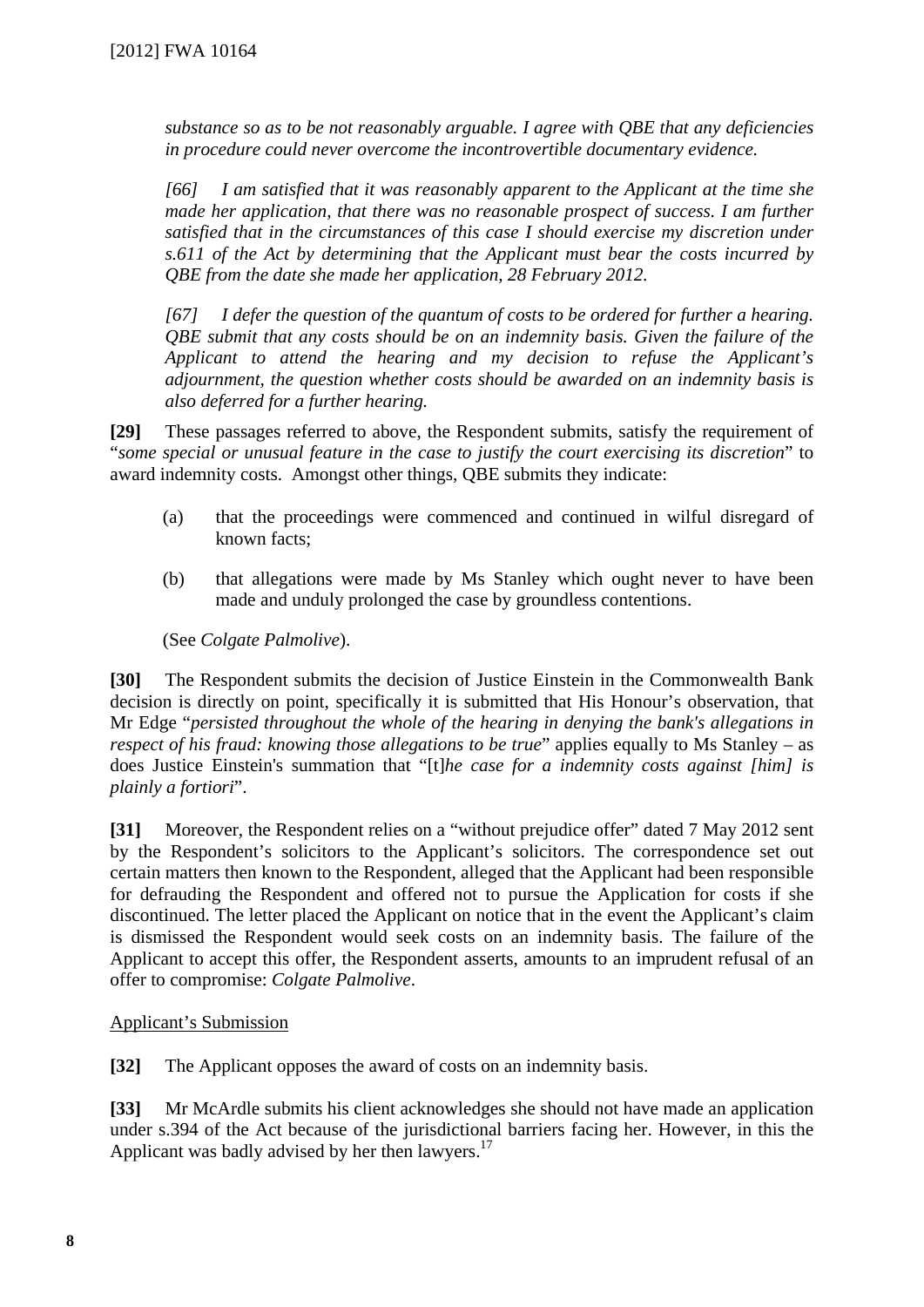*substance so as to be not reasonably arguable. I agree with QBE that any deficiencies in procedure could never overcome the incontrovertible documentary evidence.*

*[66] I am satisfied that it was reasonably apparent to the Applicant at the time she made her application, that there was no reasonable prospect of success. I am further satisfied that in the circumstances of this case I should exercise my discretion under s.611 of the Act by determining that the Applicant must bear the costs incurred by QBE from the date she made her application, 28 February 2012.*

*[67] I defer the question of the quantum of costs to be ordered for further a hearing. QBE submit that any costs should be on an indemnity basis. Given the failure of the Applicant to attend the hearing and my decision to refuse the Applicant's adjournment, the question whether costs should be awarded on an indemnity basis is also deferred for a further hearing.*

**[29]** These passages referred to above, the Respondent submits, satisfy the requirement of "*some special or unusual feature in the case to justify the court exercising its discretion*" to award indemnity costs. Amongst other things, QBE submits they indicate:

(a) that the proceedings were commenced and continued in wilful disregard of known facts;

(b) that allegations were made by Ms Stanley which ought never to have been made and unduly prolonged the case by groundless contentions.

(See *Colgate Palmolive*).

**[30]** The Respondent submits the decision of Justice Einstein in the Commonwealth Bank decision is directly on point, specifically it is submitted that His Honour's observation, that Mr Edge "*persisted throughout the whole of the hearing in denying the bank's allegations in respect of his fraud: knowing those allegations to be true*" applies equally to Ms Stanley – as does Justice Einstein's summation that "[t]*he case for a indemnity costs against [him] is plainly a fortiori*".

**[31]** Moreover, the Respondent relies on a "without prejudice offer" dated 7 May 2012 sent by the Respondent's solicitors to the Applicant's solicitors. The correspondence set out certain matters then known to the Respondent, alleged that the Applicant had been responsible for defrauding the Respondent and offered not to pursue the Application for costs if she discontinued. The letter placed the Applicant on notice that in the event the Applicant's claim is dismissed the Respondent would seek costs on an indemnity basis. The failure of the Applicant to accept this offer, the Respondent asserts, amounts to an imprudent refusal of an offer to compromise: *Colgate Palmolive*.

Applicant's Submission

**[32]** The Applicant opposes the award of costs on an indemnity basis.

**[33]** Mr McArdle submits his client acknowledges she should not have made an application under s.394 of the Act because of the jurisdictional barriers facing her. However, in this the Applicant was badly advised by her then lawyers.[17]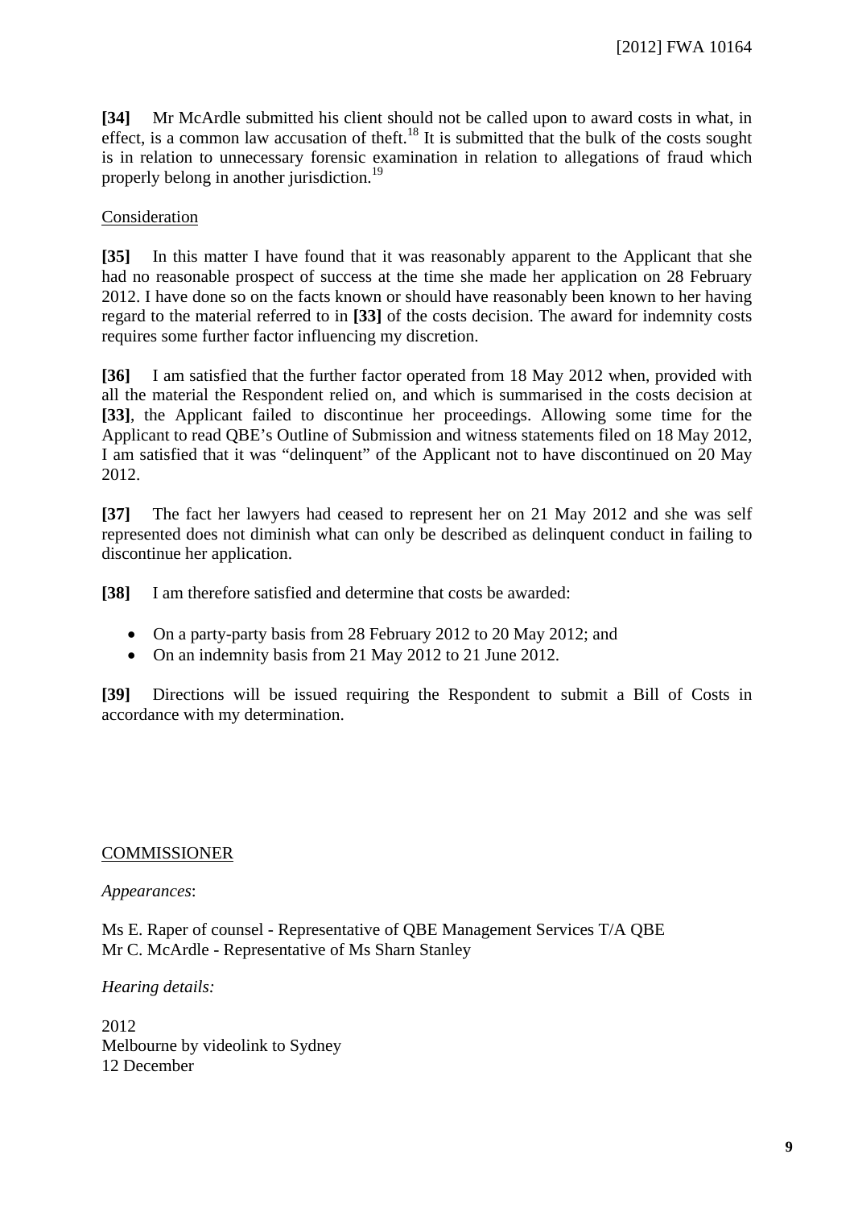**[34]** Mr McArdle submitted his client should not be called upon to award costs in what, in effect, is a common law accusation of theft.[18] It is submitted that the bulk of the costs sought is in relation to unnecessary forensic examination in relation to allegations of fraud which properly belong in another jurisdiction.[19]

Consideration

**[35]** In this matter I have found that it was reasonably apparent to the Applicant that she had no reasonable prospect of success at the time she made her application on 28 February 2012. I have done so on the facts known or should have reasonably been known to her having regard to the material referred to in **[33]** of the costs decision. The award for indemnity costs requires some further factor influencing my discretion.

**[36]** I am satisfied that the further factor operated from 18 May 2012 when, provided with all the material the Respondent relied on, and which is summarised in the costs decision at **[33]**, the Applicant failed to discontinue her proceedings. Allowing some time for the Applicant to read QBE's Outline of Submission and witness statements filed on 18 May 2012, I am satisfied that it was "delinquent" of the Applicant not to have discontinued on 20 May 2012.

**[37]** The fact her lawyers had ceased to represent her on 21 May 2012 and she was self represented does not diminish what can only be described as delinquent conduct in failing to discontinue her application.

**[38]** I am therefore satisfied and determine that costs be awarded:

- On a party-party basis from 28 February 2012 to 20 May 2012; and
- On an indemnity basis from 21 May 2012 to 21 June 2012.

**[39]** Directions will be issued requiring the Respondent to submit a Bill of Costs in accordance with my determination.

COMMISSIONER

*Appearances*:

Ms E. Raper of counsel - Representative of QBE Management Services T/A QBE
Mr C. McArdle - Representative of Ms Sharn Stanley

*Hearing details:*

2012
Melbourne by videolink to Sydney
12 December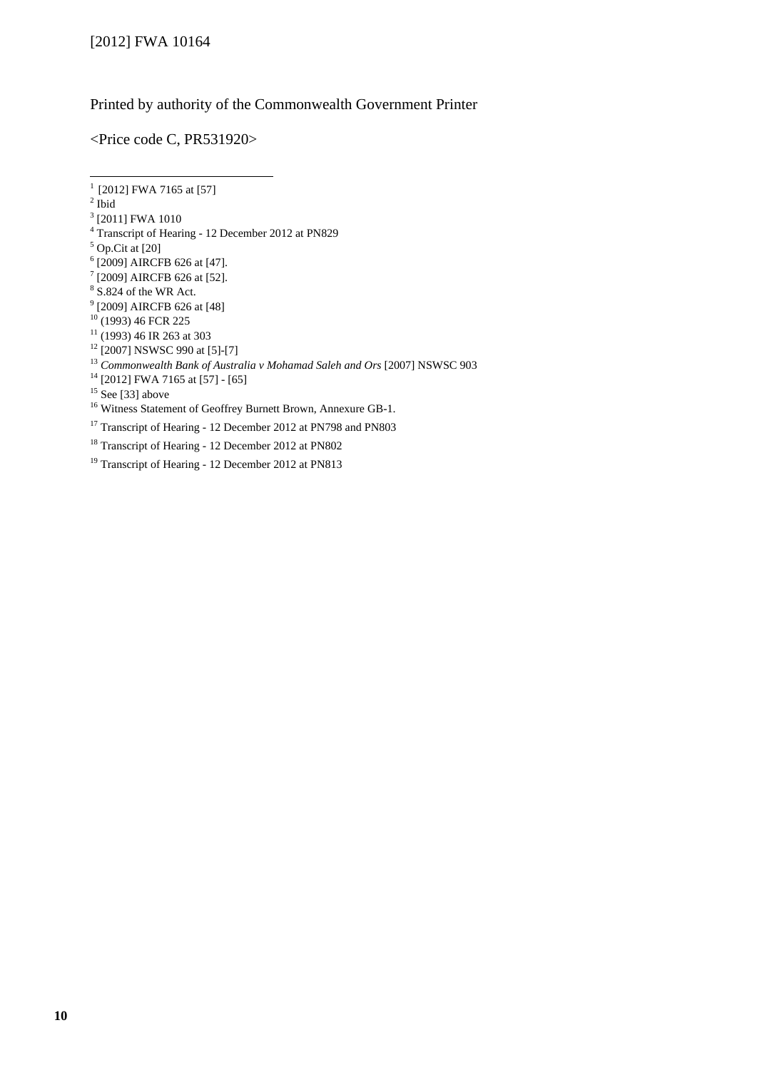Printed by authority of the Commonwealth Government Printer

<Price code C, PR531920>

---

[1] [2012] FWA 7165 at [57]

[2] Ibid

[3] [2011] FWA 1010

[4] Transcript of Hearing - 12 December 2012 at PN829

[5] Op.Cit at [20]

[6] [2009] AIRCFB 626 at [47].

[7] [2009] AIRCFB 626 at [52].

[8] S.824 of the WR Act.

[9] [2009] AIRCFB 626 at [48]

[10] (1993) 46 FCR 225

[11] (1993) 46 IR 263 at 303

[12] [2007] NSWSC 990 at [5]-[7]

[13] *Commonwealth Bank of Australia v Mohamad Saleh and Ors* [2007] NSWSC 903

[14] [2012] FWA 7165 at [57] - [65]

[15] See [33] above

[16] Witness Statement of Geoffrey Burnett Brown, Annexure GB-1.

[17] Transcript of Hearing - 12 December 2012 at PN798 and PN803

[18] Transcript of Hearing - 12 December 2012 at PN802

[19] Transcript of Hearing - 12 December 2012 at PN813